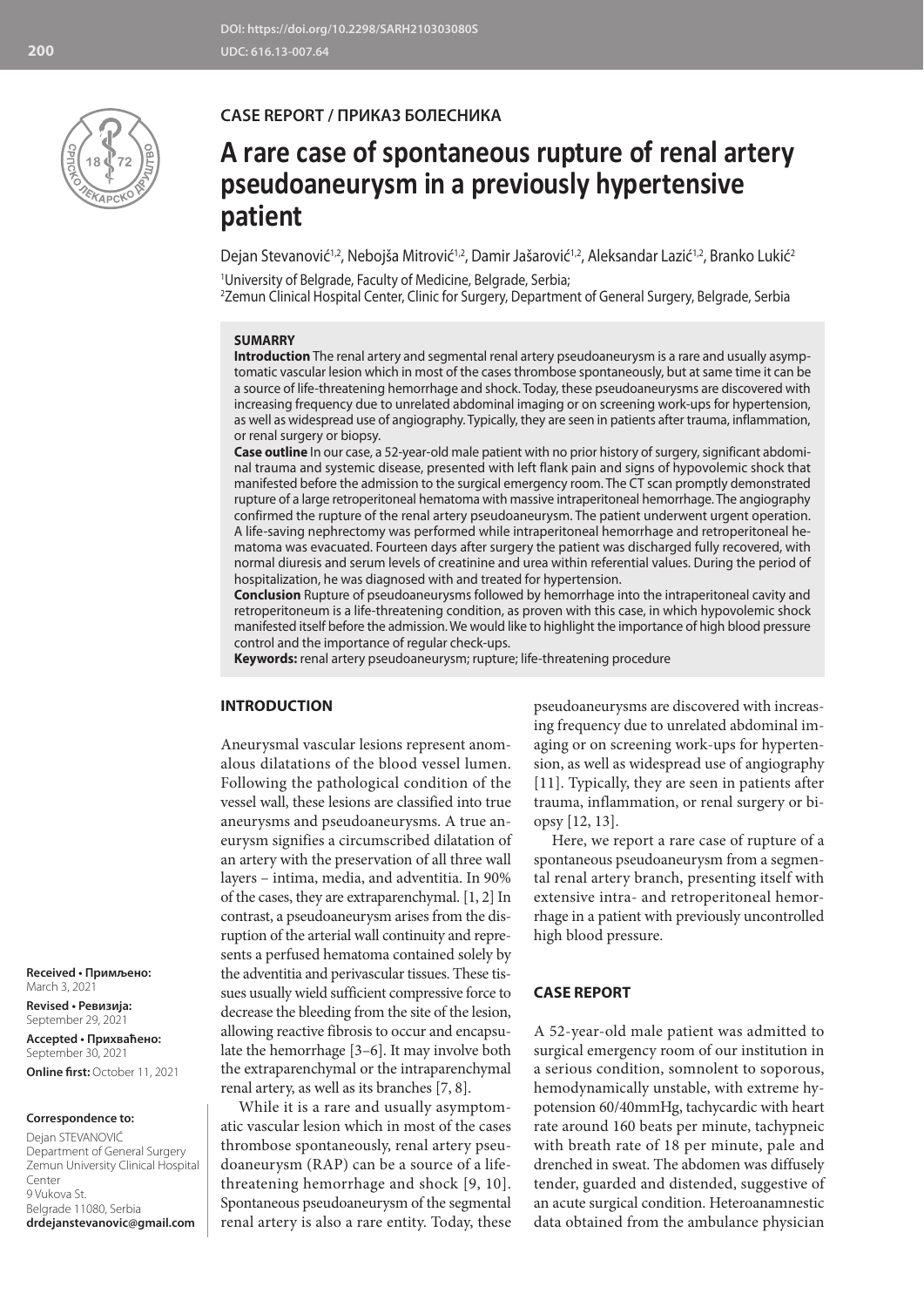DOI: https://doi.org/10.2298/SARH210303080S
UDC: 616.13-007.64

**CASE REPORT / ПРИКАЗ БОЛЕСНИКА**

# A rare case of spontaneous rupture of renal artery pseudoaneurysm in a previously hypertensive patient

Dejan Stevanović[1,2], Nebojša Mitrović[1,2], Damir Jašarović[1,2], Aleksandar Lazić[1,2], Branko Lukić[2]

[1]University of Belgrade, Faculty of Medicine, Belgrade, Serbia;
[2]Zemun Clinical Hospital Center, Clinic for Surgery, Department of General Surgery, Belgrade, Serbia

**SUMARRY**

**Introduction** The renal artery and segmental renal artery pseudoaneurysm is a rare and usually asymptomatic vascular lesion which in most of the cases thrombose spontaneously, but at same time it can be a source of life-threatening hemorrhage and shock. Today, these pseudoaneurysms are discovered with increasing frequency due to unrelated abdominal imaging or on screening work-ups for hypertension, as well as widespread use of angiography. Typically, they are seen in patients after trauma, inflammation, or renal surgery or biopsy.

**Case outline** In our case, a 52-year-old male patient with no prior history of surgery, significant abdominal trauma and systemic disease, presented with left flank pain and signs of hypovolemic shock that manifested before the admission to the surgical emergency room. The CT scan promptly demonstrated rupture of a large retroperitoneal hematoma with massive intraperitoneal hemorrhage. The angiography confirmed the rupture of the renal artery pseudoaneurysm. The patient underwent urgent operation. A life-saving nephrectomy was performed while intraperitoneal hemorrhage and retroperitoneal hematoma was evacuated. Fourteen days after surgery the patient was discharged fully recovered, with normal diuresis and serum levels of creatinine and urea within referential values. During the period of hospitalization, he was diagnosed with and treated for hypertension.

**Conclusion** Rupture of pseudoaneurysms followed by hemorrhage into the intraperitoneal cavity and retroperitoneum is a life-threatening condition, as proven with this case, in which hypovolemic shock manifested itself before the admission. We would like to highlight the importance of high blood pressure control and the importance of regular check-ups.

**Keywords:** renal artery pseudoaneurysm; rupture; life-threatening procedure

## INTRODUCTION

Aneurysmal vascular lesions represent anomalous dilatations of the blood vessel lumen. Following the pathological condition of the vessel wall, these lesions are classified into true aneurysms and pseudoaneurysms. A true aneurysm signifies a circumscribed dilatation of an artery with the preservation of all three wall layers – intima, media, and adventitia. In 90% of the cases, they are extraparenchymal. [1, 2] In contrast, a pseudoaneurysm arises from the disruption of the arterial wall continuity and represents a perfused hematoma contained solely by the adventitia and perivascular tissues. These tissues usually wield sufficient compressive force to decrease the bleeding from the site of the lesion, allowing reactive fibrosis to occur and encapsulate the hemorrhage [3–6]. It may involve both the extraparenchymal or the intraparenchymal renal artery, as well as its branches [7, 8].

While it is a rare and usually asymptomatic vascular lesion which in most of the cases thrombose spontaneously, renal artery pseudoaneurysm (RAP) can be a source of a life-threatening hemorrhage and shock [9, 10]. Spontaneous pseudoaneurysm of the segmental renal artery is also a rare entity. Today, these pseudoaneurysms are discovered with increasing frequency due to unrelated abdominal imaging or on screening work-ups for hypertension, as well as widespread use of angiography [11]. Typically, they are seen in patients after trauma, inflammation, or renal surgery or biopsy [12, 13].

Here, we report a rare case of rupture of a spontaneous pseudoaneurysm from a segmental renal artery branch, presenting itself with extensive intra- and retroperitoneal hemorrhage in a patient with previously uncontrolled high blood pressure.

## CASE REPORT

A 52-year-old male patient was admitted to surgical emergency room of our institution in a serious condition, somnolent to soporous, hemodynamically unstable, with extreme hypotension 60/40mmHg, tachycardic with heart rate around 160 beats per minute, tachypneic with breath rate of 18 per minute, pale and drenched in sweat. The abdomen was diffusely tender, guarded and distended, suggestive of an acute surgical condition. Heteroanamnestic data obtained from the ambulance physician

**Received • Примљено:** March 3, 2021
**Revised • Ревизија:** September 29, 2021
**Accepted • Прихваћено:** September 30, 2021
**Online first:** October 11, 2021

**Correspondence to:**
Dejan STEVANOVIĆ
Department of General Surgery
Zemun University Clinical Hospital Center
9 Vukova St.
Belgrade 11080, Serbia
**drdejanstevanovic@gmail.com**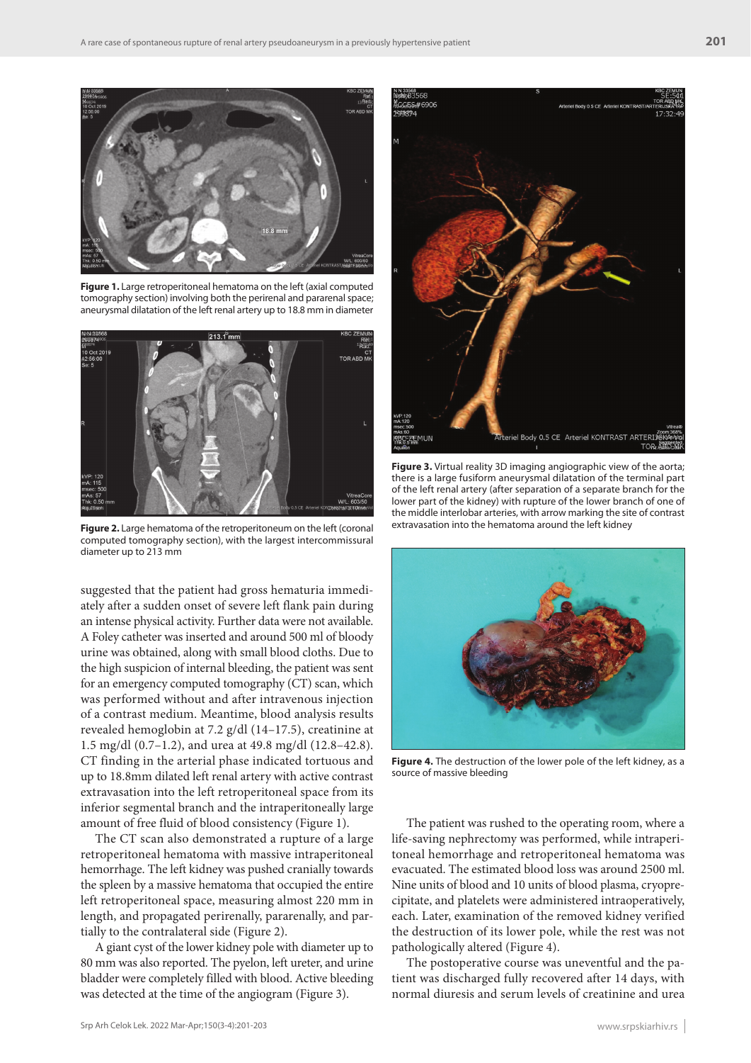**Figure 1.** Large retroperitoneal hematoma on the left (axial computed tomography section) involving both the perirenal and pararenal space; aneurysmal dilatation of the left renal artery up to 18.8 mm in diameter

**Figure 2.** Large hematoma of the retroperitoneum on the left (coronal computed tomography section), with the largest intercommissural diameter up to 213 mm

suggested that the patient had gross hematuria immediately after a sudden onset of severe left flank pain during an intense physical activity. Further data were not available. A Foley catheter was inserted and around 500 ml of bloody urine was obtained, along with small blood cloths. Due to the high suspicion of internal bleeding, the patient was sent for an emergency computed tomography (CT) scan, which was performed without and after intravenous injection of a contrast medium. Meantime, blood analysis results revealed hemoglobin at 7.2 g/dl (14–17.5), creatinine at 1.5 mg/dl (0.7–1.2), and urea at 49.8 mg/dl (12.8–42.8). CT finding in the arterial phase indicated tortuous and up to 18.8mm dilated left renal artery with active contrast extravasation into the left retroperitoneal space from its inferior segmental branch and the intraperitoneally large amount of free fluid of blood consistency (Figure 1).

The CT scan also demonstrated a rupture of a large retroperitoneal hematoma with massive intraperitoneal hemorrhage. The left kidney was pushed cranially towards the spleen by a massive hematoma that occupied the entire left retroperitoneal space, measuring almost 220 mm in length, and propagated perirenally, pararenally, and partially to the contralateral side (Figure 2).

A giant cyst of the lower kidney pole with diameter up to 80 mm was also reported. The pyelon, left ureter, and urine bladder were completely filled with blood. Active bleeding was detected at the time of the angiogram (Figure 3).

**Figure 3.** Virtual reality 3D imaging angiographic view of the aorta; there is a large fusiform aneurysmal dilatation of the terminal part of the left renal artery (after separation of a separate branch for the lower part of the kidney) with rupture of the lower branch of one of the middle interlobar arteries, with arrow marking the site of contrast extravasation into the hematoma around the left kidney

**Figure 4.** The destruction of the lower pole of the left kidney, as a source of massive bleeding

The patient was rushed to the operating room, where a life-saving nephrectomy was performed, while intraperitoneal hemorrhage and retroperitoneal hematoma was evacuated. The estimated blood loss was around 2500 ml. Nine units of blood and 10 units of blood plasma, cryoprecipitate, and platelets were administered intraoperatively, each. Later, examination of the removed kidney verified the destruction of its lower pole, while the rest was not pathologically altered (Figure 4).

The postoperative course was uneventful and the patient was discharged fully recovered after 14 days, with normal diuresis and serum levels of creatinine and urea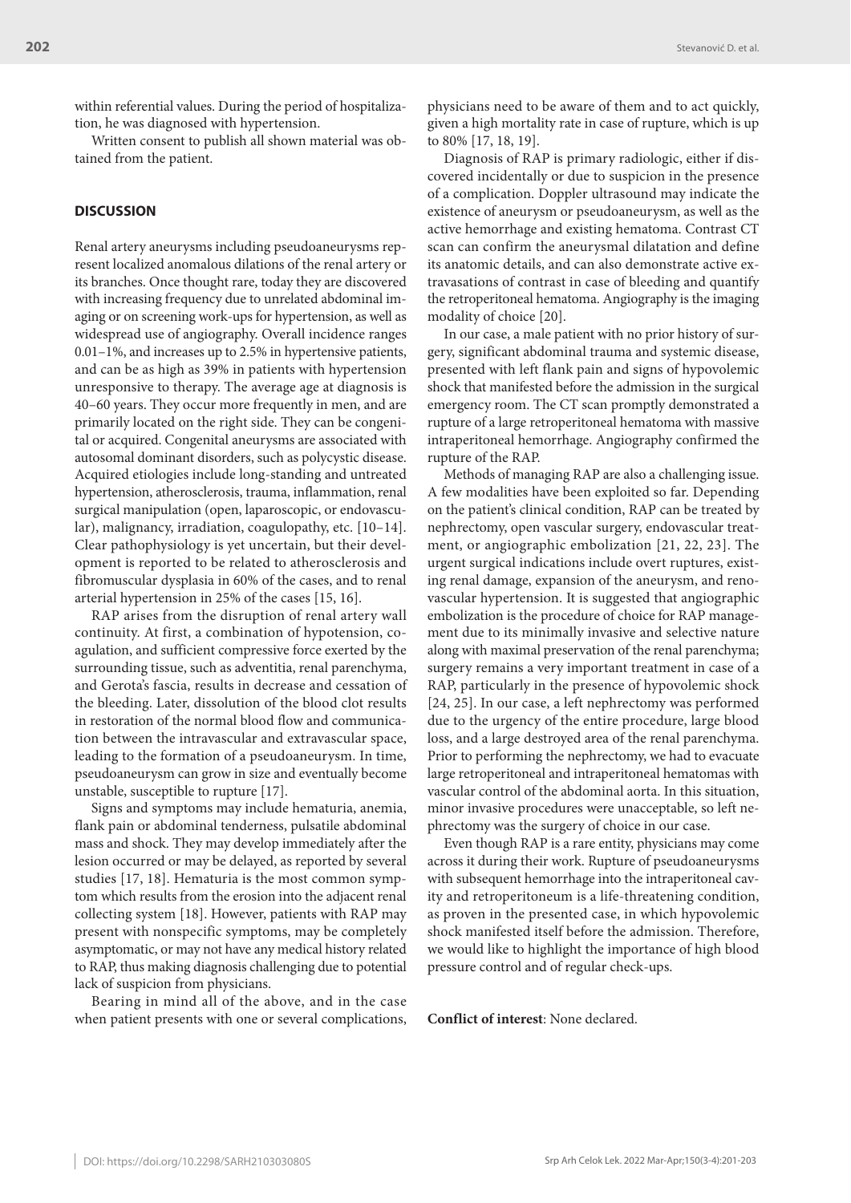within referential values. During the period of hospitalization, he was diagnosed with hypertension.

Written consent to publish all shown material was obtained from the patient.

## DISCUSSION

Renal artery aneurysms including pseudoaneurysms represent localized anomalous dilations of the renal artery or its branches. Once thought rare, today they are discovered with increasing frequency due to unrelated abdominal imaging or on screening work-ups for hypertension, as well as widespread use of angiography. Overall incidence ranges 0.01–1%, and increases up to 2.5% in hypertensive patients, and can be as high as 39% in patients with hypertension unresponsive to therapy. The average age at diagnosis is 40–60 years. They occur more frequently in men, and are primarily located on the right side. They can be congenital or acquired. Congenital aneurysms are associated with autosomal dominant disorders, such as polycystic disease. Acquired etiologies include long-standing and untreated hypertension, atherosclerosis, trauma, inflammation, renal surgical manipulation (open, laparoscopic, or endovascular), malignancy, irradiation, coagulopathy, etc. [10–14]. Clear pathophysiology is yet uncertain, but their development is reported to be related to atherosclerosis and fibromuscular dysplasia in 60% of the cases, and to renal arterial hypertension in 25% of the cases [15, 16].

RAP arises from the disruption of renal artery wall continuity. At first, a combination of hypotension, coagulation, and sufficient compressive force exerted by the surrounding tissue, such as adventitia, renal parenchyma, and Gerota's fascia, results in decrease and cessation of the bleeding. Later, dissolution of the blood clot results in restoration of the normal blood flow and communication between the intravascular and extravascular space, leading to the formation of a pseudoaneurysm. In time, pseudoaneurysm can grow in size and eventually become unstable, susceptible to rupture [17].

Signs and symptoms may include hematuria, anemia, flank pain or abdominal tenderness, pulsatile abdominal mass and shock. They may develop immediately after the lesion occurred or may be delayed, as reported by several studies [17, 18]. Hematuria is the most common symptom which results from the erosion into the adjacent renal collecting system [18]. However, patients with RAP may present with nonspecific symptoms, may be completely asymptomatic, or may not have any medical history related to RAP, thus making diagnosis challenging due to potential lack of suspicion from physicians.

Bearing in mind all of the above, and in the case when patient presents with one or several complications, physicians need to be aware of them and to act quickly, given a high mortality rate in case of rupture, which is up to 80% [17, 18, 19].

Diagnosis of RAP is primary radiologic, either if discovered incidentally or due to suspicion in the presence of a complication. Doppler ultrasound may indicate the existence of aneurysm or pseudoaneurysm, as well as the active hemorrhage and existing hematoma. Contrast CT scan can confirm the aneurysmal dilatation and define its anatomic details, and can also demonstrate active extravasations of contrast in case of bleeding and quantify the retroperitoneal hematoma. Angiography is the imaging modality of choice [20].

In our case, a male patient with no prior history of surgery, significant abdominal trauma and systemic disease, presented with left flank pain and signs of hypovolemic shock that manifested before the admission in the surgical emergency room. The CT scan promptly demonstrated a rupture of a large retroperitoneal hematoma with massive intraperitoneal hemorrhage. Angiography confirmed the rupture of the RAP.

Methods of managing RAP are also a challenging issue. A few modalities have been exploited so far. Depending on the patient's clinical condition, RAP can be treated by nephrectomy, open vascular surgery, endovascular treatment, or angiographic embolization [21, 22, 23]. The urgent surgical indications include overt ruptures, existing renal damage, expansion of the aneurysm, and renovascular hypertension. It is suggested that angiographic embolization is the procedure of choice for RAP management due to its minimally invasive and selective nature along with maximal preservation of the renal parenchyma; surgery remains a very important treatment in case of a RAP, particularly in the presence of hypovolemic shock [24, 25]. In our case, a left nephrectomy was performed due to the urgency of the entire procedure, large blood loss, and a large destroyed area of the renal parenchyma. Prior to performing the nephrectomy, we had to evacuate large retroperitoneal and intraperitoneal hematomas with vascular control of the abdominal aorta. In this situation, minor invasive procedures were unacceptable, so left nephrectomy was the surgery of choice in our case.

Even though RAP is a rare entity, physicians may come across it during their work. Rupture of pseudoaneurysms with subsequent hemorrhage into the intraperitoneal cavity and retroperitoneum is a life-threatening condition, as proven in the presented case, in which hypovolemic shock manifested itself before the admission. Therefore, we would like to highlight the importance of high blood pressure control and of regular check-ups.

**Conflict of interest**: None declared.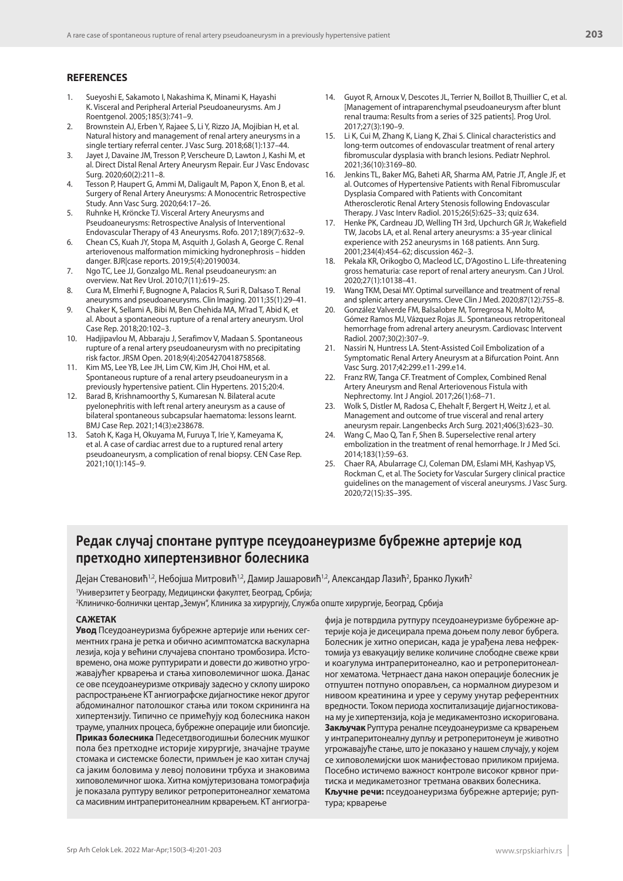## REFERENCES

1. Sueyoshi E, Sakamoto I, Nakashima K, Minami K, Hayashi K. Visceral and Peripheral Arterial Pseudoaneurysms. Am J Roentgenol. 2005;185(3):741–9.
2. Brownstein AJ, Erben Y, Rajaee S, Li Y, Rizzo JA, Mojibian H, et al. Natural history and management of renal artery aneurysms in a single tertiary referral center. J Vasc Surg. 2018;68(1):137–44.
3. Jayet J, Davaine JM, Tresson P, Verscheure D, Lawton J, Kashi M, et al. Direct Distal Renal Artery Aneurysm Repair. Eur J Vasc Endovasc Surg. 2020;60(2):211–8.
4. Tesson P, Haupert G, Ammi M, Daligault M, Papon X, Enon B, et al. Surgery of Renal Artery Aneurysms: A Monocentric Retrospective Study. Ann Vasc Surg. 2020;64:17–26.
5. Ruhnke H, Kröncke TJ. Visceral Artery Aneurysms and Pseudoaneurysms: Retrospective Analysis of Interventional Endovascular Therapy of 43 Aneurysms. Rofo. 2017;189(7):632–9.
6. Chean CS, Kuah JY, Stopa M, Asquith J, Golash A, George C. Renal arteriovenous malformation mimicking hydronephrosis – hidden danger. BJR|case reports. 2019;5(4):20190034.
7. Ngo TC, Lee JJ, Gonzalgo ML. Renal pseudoaneurysm: an overview. Nat Rev Urol. 2010;7(11):619–25.
8. Cura M, Elmerhi F, Bugnogne A, Palacios R, Suri R, Dalsaso T. Renal aneurysms and pseudoaneurysms. Clin Imaging. 2011;35(1):29–41.
9. Chaker K, Sellami A, Bibi M, Ben Chehida MA, M'rad T, Abid K, et al. About a spontaneous rupture of a renal artery aneurysm. Urol Case Rep. 2018;20:102–3.
10. Hadjipavlou M, Abbaraju J, Serafimov V, Madaan S. Spontaneous rupture of a renal artery pseudoaneurysm with no precipitating risk factor. JRSM Open. 2018;9(4):2054270418758568.
11. Kim MS, Lee YB, Lee JH, Lim CW, Kim JH, Choi HM, et al. Spontaneous rupture of a renal artery pseudoaneurysm in a previously hypertensive patient. Clin Hypertens. 2015;20:4.
12. Barad B, Krishnamoorthy S, Kumaresan N. Bilateral acute pyelonephritis with left renal artery aneurysm as a cause of bilateral spontaneous subcapsular haematoma: lessons learnt. BMJ Case Rep. 2021;14(3):e238678.
13. Satoh K, Kaga H, Okuyama M, Furuya T, Irie Y, Kameyama K, et al. A case of cardiac arrest due to a ruptured renal artery pseudoaneurysm, a complication of renal biopsy. CEN Case Rep. 2021;10(1):145–9.
14. Guyot R, Arnoux V, Descotes JL, Terrier N, Boillot B, Thuillier C, et al. [Management of intraparenchymal pseudoaneurysm after blunt renal trauma: Results from a series of 325 patients]. Prog Urol. 2017;27(3):190–9.
15. Li K, Cui M, Zhang K, Liang K, Zhai S. Clinical characteristics and long-term outcomes of endovascular treatment of renal artery fibromuscular dysplasia with branch lesions. Pediatr Nephrol. 2021;36(10):3169–80.
16. Jenkins TL, Baker MG, Baheti AR, Sharma AM, Patrie JT, Angle JF, et al. Outcomes of Hypertensive Patients with Renal Fibromuscular Dysplasia Compared with Patients with Concomitant Atherosclerotic Renal Artery Stenosis following Endovascular Therapy. J Vasc Interv Radiol. 2015;26(5):625–33; quiz 634.
17. Henke PK, Cardneau JD, Welling TH 3rd, Upchurch GR Jr, Wakefield TW, Jacobs LA, et al. Renal artery aneurysms: a 35-year clinical experience with 252 aneurysms in 168 patients. Ann Surg. 2001;234(4):454–62; discussion 462–3.
18. Pekala KR, Orikogbo O, Macleod LC, D'Agostino L. Life-threatening gross hematuria: case report of renal artery aneurysm. Can J Urol. 2020;27(1):10138–41.
19. Wang TKM, Desai MY. Optimal surveillance and treatment of renal and splenic artery aneurysms. Cleve Clin J Med. 2020;87(12):755–8.
20. González Valverde FM, Balsalobre M, Torregrosa N, Molto M, Gómez Ramos MJ, Vázquez Rojas JL. Spontaneous retroperitoneal hemorrhage from adrenal artery aneurysm. Cardiovasc Intervent Radiol. 2007;30(2):307–9.
21. Nassiri N, Huntress LA. Stent-Assisted Coil Embolization of a Symptomatic Renal Artery Aneurysm at a Bifurcation Point. Ann Vasc Surg. 2017;42:299.e11-299.e14.
22. Franz RW, Tanga CF. Treatment of Complex, Combined Renal Artery Aneurysm and Renal Arteriovenous Fistula with Nephrectomy. Int J Angiol. 2017;26(1):68–71.
23. Wolk S, Distler M, Radosa C, Ehehalt F, Bergert H, Weitz J, et al. Management and outcome of true visceral and renal artery aneurysm repair. Langenbecks Arch Surg. 2021;406(3):623–30.
24. Wang C, Mao Q, Tan F, Shen B. Superselective renal artery embolization in the treatment of renal hemorrhage. Ir J Med Sci. 2014;183(1):59–63.
25. Chaer RA, Abularrage CJ, Coleman DM, Eslami MH, Kashyap VS, Rockman C, et al. The Society for Vascular Surgery clinical practice guidelines on the management of visceral aneurysms. J Vasc Surg. 2020;72(1S):3S–39S.

# Редак случај спонтане руптуре псеудоанеуризме бубрежне артерије код претходно хипертензивног болесника

Дејан Стевановић[1,2], Небојша Митровић[1,2], Дамир Јашаровић[1,2], Александар Лазић[2], Бранко Лукић[2]

[1]Универзитет у Београду, Медицински факултет, Београд, Србија;
[2]Клиничко-болнички центар „Земун", Клиника за хирургију, Служба опште хирургије, Београд, Србија

## САЖЕТАК

**Увод** Псеудоанеуризма бубрежне артерије или њених сегментних грана је ретка и обично асимптоматска васкуларна лезија, која у већини случајева спонтано тромбозира. Истовремено, она може руптурирати и довести до животно угрожавајућег крварења и стања хиповолемичног шока. Данас се ове псеудоанеуризме откривају задесно у склопу широко распрострањене КТ ангиографске дијагностике неког другог абдоминалног патолошког стања или током скрининга на хипертензију. Типично се примећују код болесника након трауме, упалних процеса, бубрежне операције или биопсије.

**Приказ болесника** Педесетдвогодишњи болесник мушког пола без претходне историје хирургије, значајне трауме стомака и системске болести, примљен је као хитан случај са јаким боловима у левој половини трбуха и знаковима хиповолемичног шока. Хитна комјутеризована томографија је показала руптуру великог ретроперитонеалног хематома са масивним интраперитонеалним крварењем. КТ ангиографија је потврдила руптуру псеудоанеуризме бубрежне артерије која је дисецирала према доњем полу левог бубрега. Болесник је хитно оперисан, када је урађена лева нефректомија уз евакуацију велике количине слободне свеже крви и коагулума интраперитонеално, као и ретроперитонеалног хематома. Четрнаест дана након операције болесник је отпуштен потпуно оправљен, са нормалном диурезом и нивоом креатинина и урее у серуму унутар референтних вредности. Током периода хоспитализације дијагностикована му је хипертензија, која је медикаментозно искоригована.

**Закључак** Руптура реналне псеудоанеуризме са крварењем у интраперитонеалну дупљу и ретроперитонеум је животно угрожавајуће стање, што је показано у нашем случају, у којем се хиповолемијски шок манифестовао приликом пријема. Посебно истичемо важност контроле високог крвног притиска и медикаметозног третмана оваквих болесника.

**Кључне речи:** псеудоанеуризма бубрежне артерије; руптура; крварење